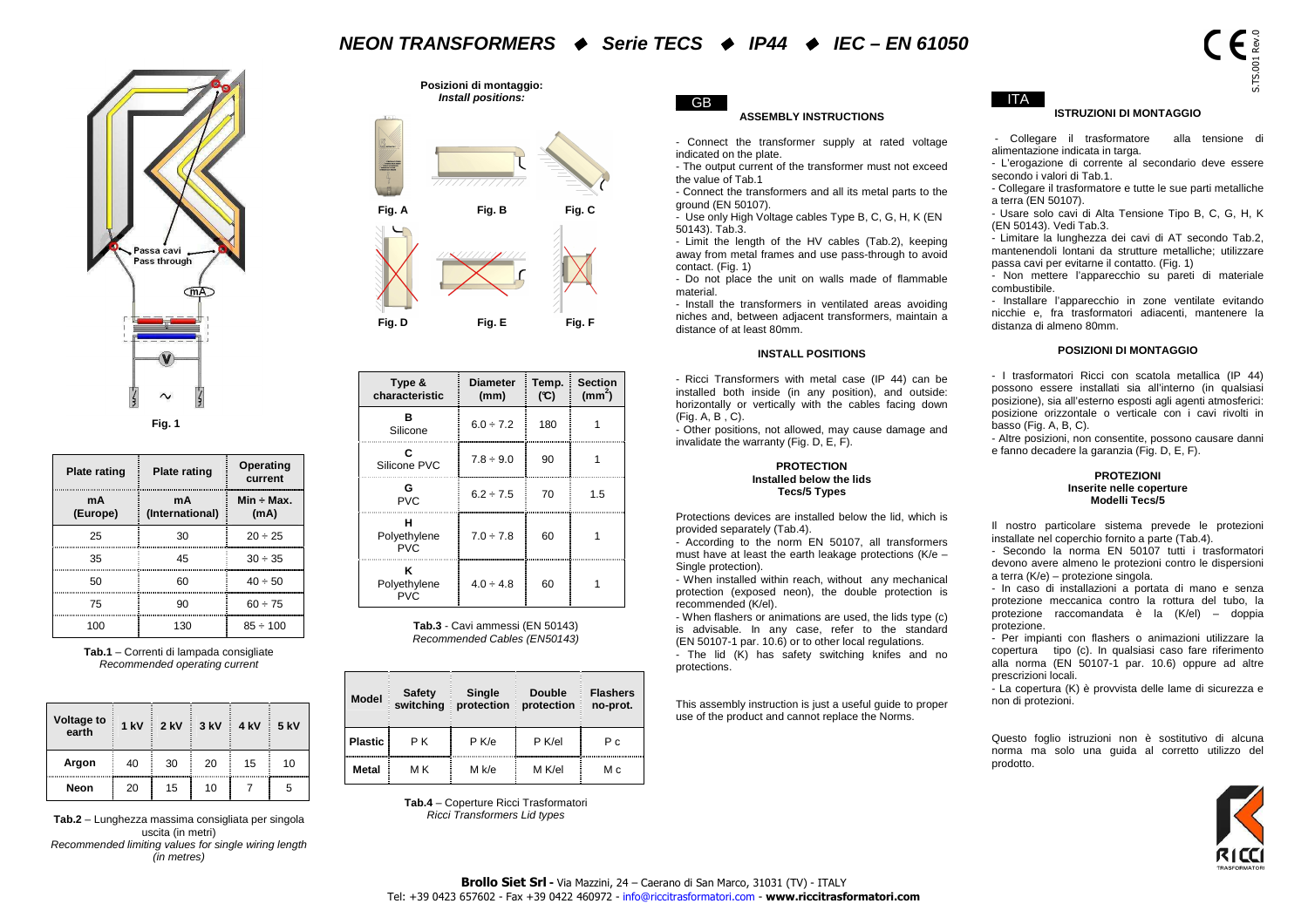# NEON TRANSFORMERS ◆ Serie TECS ◆ IP44 ◆ IEC – EN 61050

S.TS.001 Rev.0

Passa cavi
Pass through

Fig. 1

**Posizioni di montaggio:**
*Install positions:*

Fig. A　Fig. B　Fig. C

Fig. D　Fig. E　Fig. F

| Plate rating | Plate rating | Operating current |
|---|---|---|
| mA (Europe) | mA (International) | Min ÷ Max. (mA) |
| 25 | 30 | 20 ÷ 25 |
| 35 | 45 | 30 ÷ 35 |
| 50 | 60 | 40 ÷ 50 |
| 75 | 90 | 60 ÷ 75 |
| 100 | 130 | 85 ÷ 100 |

**Tab.1** – Correnti di lampada consigliate
*Recommended operating current*

| Voltage to earth | 1 kV | 2 kV | 3 kV | 4 kV | 5 kV |
|---|---|---|---|---|---|
| **Argon** | 40 | 30 | 20 | 15 | 10 |
| **Neon** | 20 | 15 | 10 | 7 | 5 |

**Tab.2** – Lunghezza massima consigliata per singola uscita (in metri)
*Recommended limiting values for single wiring length (in metres)*

| Type & characteristic | Diameter (mm) | Temp. (°C) | Section ($mm^2$) |
|---|---|---|---|
| **B** Silicone | 6.0 ÷ 7.2 | 180 | 1 |
| **C** Silicone PVC | 7.8 ÷ 9.0 | 90 | 1 |
| **G** PVC | 6.2 ÷ 7.5 | 70 | 1.5 |
| **H** Polyethylene PVC | 7.0 ÷ 7.8 | 60 | 1 |
| **K** Polyethylene PVC | 4.0 ÷ 4.8 | 60 | 1 |

**Tab.3** - Cavi ammessi (EN 50143)
*Recommended Cables (EN50143)*

| Model | Safety switching | Single protection | Double protection | Flashers no-prot. |
|---|---|---|---|---|
| **Plastic** | P K | P K/e | P K/el | P c |
| **Metal** | M K | M k/e | M K/el | M c |

**Tab.4** – Coperture Ricci Trasformatori
*Ricci Transformers Lid types*

## GB

### ASSEMBLY INSTRUCTIONS

- Connect the transformer supply at rated voltage indicated on the plate.
- The output current of the transformer must not exceed the value of Tab.1
- Connect the transformers and all its metal parts to the ground (EN 50107).
- Use only High Voltage cables Type B, C, G, H, K (EN 50143). Tab.3.
- Limit the length of the HV cables (Tab.2), keeping away from metal frames and use pass-through to avoid contact. (Fig. 1)
- Do not place the unit on walls made of flammable material.
- Install the transformers in ventilated areas avoiding niches and, between adjacent transformers, maintain a distance of at least 80mm.

### INSTALL POSITIONS

- Ricci Transformers with metal case (IP 44) can be installed both inside (in any position), and outside: horizontally or vertically with the cables facing down (Fig. A, B , C).
- Other positions, not allowed, may cause damage and invalidate the warranty (Fig. D, E, F).

### PROTECTION
**Installed below the lids**
**Tecs/5 Types**

Protections devices are installed below the lid, which is provided separately (Tab.4).
- According to the norm EN 50107, all transformers must have at least the earth leakage protections (K/e – Single protection).
- When installed within reach, without any mechanical protection (exposed neon), the double protection is recommended (K/el).
- When flashers or animations are used, the lids type (c) is advisable. In any case, refer to the standard (EN 50107-1 par. 10.6) or to other local regulations.
- The lid (K) has safety switching knifes and no protections.

This assembly instruction is just a useful guide to proper use of the product and cannot replace the Norms.

## ITA

### ISTRUZIONI DI MONTAGGIO

- Collegare il trasformatore alla tensione di alimentazione indicata in targa.
- L'erogazione di corrente al secondario deve essere secondo i valori di Tab.1.
- Collegare il trasformatore e tutte le sue parti metalliche a terra (EN 50107).
- Usare solo cavi di Alta Tensione Tipo B, C, G, H, K (EN 50143). Vedi Tab.3.
- Limitare la lunghezza dei cavi di AT secondo Tab.2, mantenendoli lontani da strutture metalliche; utilizzare passa cavi per evitarne il contatto. (Fig. 1)
- Non mettere l'apparecchio su pareti di materiale combustibile.
- Installare l'apparecchio in zone ventilate evitando nicchie e, fra trasformatori adiacenti, mantenere la distanza di almeno 80mm.

### POSIZIONI DI MONTAGGIO

- I trasformatori Ricci con scatola metallica (IP 44) possono essere installati sia all'interno (in qualsiasi posizione), sia all'esterno esposti agli agenti atmosferici: posizione orizzontale o verticale con i cavi rivolti in basso (Fig. A, B, C).
- Altre posizioni, non consentite, possono causare danni e fanno decadere la garanzia (Fig. D, E, F).

### PROTEZIONI
**Inserite nelle coperture**
**Modelli Tecs/5**

Il nostro particolare sistema prevede le protezioni installate nel coperchio fornito a parte (Tab.4).
- Secondo la norma EN 50107 tutti i trasformatori devono avere almeno le protezioni contro le dispersioni a terra (K/e) – protezione singola.
- In caso di installazioni a portata di mano e senza protezione meccanica contro la rottura del tubo, la protezione raccomandata è la (K/el) – doppia protezione.
- Per impianti con flashers o animazioni utilizzare la copertura tipo (c). In qualsiasi caso fare riferimento alla norma (EN 50107-1 par. 10.6) oppure ad altre prescrizioni locali.
- La copertura (K) è provvista delle lame di sicurezza e non di protezioni.

Questo foglio istruzioni non è sostitutivo di alcuna norma ma solo una guida al corretto utilizzo del prodotto.

RICCI TRASFORMATORI

**Brollo Siet Srl -** Via Mazzini, 24 – Caerano di San Marco, 31031 (TV) - ITALY
Tel: +39 0423 657602 - Fax +39 0422 460972 - info@riccitrasformatori.com - **www.riccitrasformatori.com**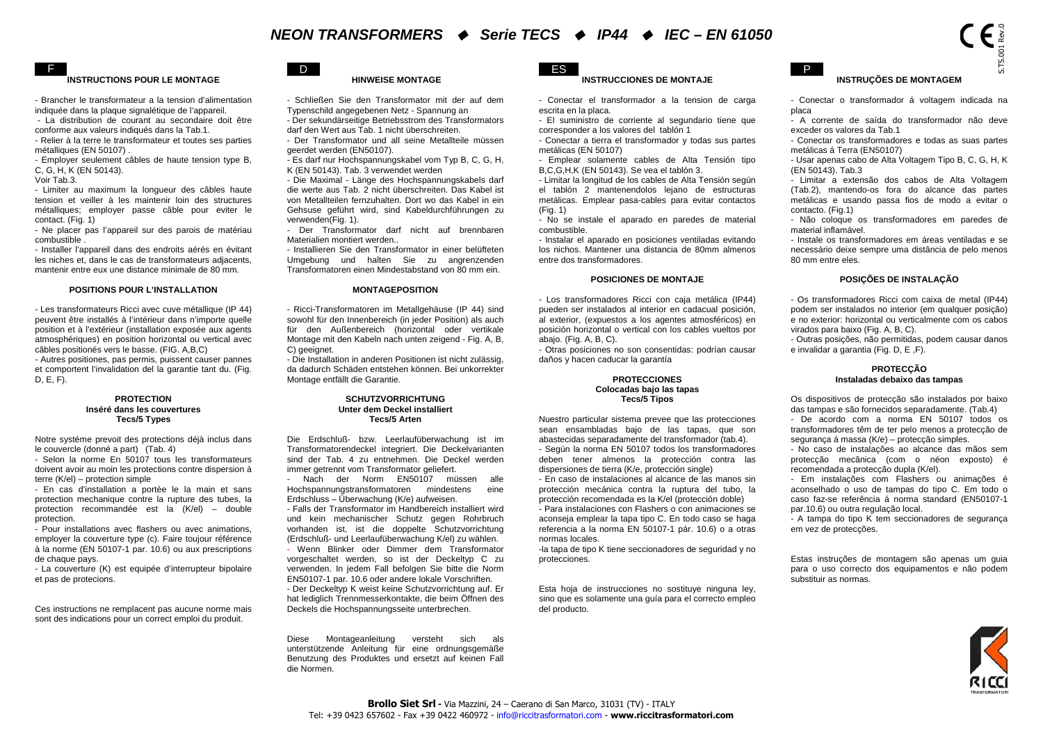# NEON TRANSFORMERS ◆ Serie TECS ◆ IP44 ◆ IEC – EN 61050

S.TS.001 Rev.0

## F

### INSTRUCTIONS POUR LE MONTAGE

- Brancher le transformateur a la tension d'alimentation indiquée dans la plaque signalétique de l'appareil.
- La distribution de courant au secondaire doit être conforme aux valeurs indiqués dans la Tab.1.
- Relier à la terre le transformateur et toutes ses parties métalliques (EN 50107) .
- Employer seulement câbles de haute tension type B, C, G, H, K (EN 50143).
Voir Tab.3.
- Limiter au maximum la longueur des câbles haute tension et veiller à les maintenir loin des structures métalliques; employer passe câble pour eviter le contact. (Fig. 1)
- Ne placer pas l'appareil sur des parois de matériau combustible .
- Installer l'appareil dans des endroits aérés en évitant les niches et, dans le cas de transformateurs adjacents, mantenir entre eux une distance minimale de 80 mm.

#### POSITIONS POUR L'INSTALLATION

- Les transformateurs Ricci avec cuve métallique (IP 44) peuvent être installés à l'intérieur dans n'importe quelle position et à l'extérieur (installation exposée aux agents atmosphériques) en position horizontal ou vertical avec câbles positionés vers le basse. (FIG. A,B,C)
- Autres positiones, pas permis, puissent causer pannes et comportent l'invalidation del la garantie tant du. (Fig. D, E, F).

#### PROTECTION
**Inséré dans les couvertures**
**Tecs/5 Types**

Notre systéme prevoit des protections déjà inclus dans le couvercle (donné a part) (Tab. 4)
- Selon la norme En 50107 tous les transformateurs doivent avoir au moins les protections contre dispersion à terre (K/el) – protection simple
- En cas d'installation a portèe le la main et sans protection mechanique contre la rupture des tubes, la protection recommandée est la (K/el) – double protection.
- Pour installations avec flashers ou avec animations, employer la couverture type (c). Faire toujour référence à la norme (EN 50107-1 par. 10.6) ou aux prescriptions de chaque pays.
- La couverture (K) est equipée d'interrupteur bipolaire et pas de protecions.

Ces instructions ne remplacent pas aucune norme mais sont des indications pour un correct emploi du produit.

## D

### HINWEISE MONTAGE

- Schließen Sie den Transformator mit der auf dem Typenschild angegebenen Netz - Spannung an
- Der sekundärseitige Betriebsstrom des Transformators darf den Wert aus Tab. 1 nicht überschreiten.
- Der Transformator und all seine Metallteile müssen geerdet werden (EN50107).
- Es darf nur Hochspannungskabel vom Typ B, C, G, H, K (EN 50143). Tab. 3 verwendet werden
- Die Maximal - Länge des Hochspannungskabels darf die werte aus Tab. 2 nicht überschreiten. Das Kabel ist von Metallteilen fernzuhalten. Dort wo das Kabel in ein Gehsuse geführt wird, sind Kabeldurchführungen zu verwenden(Fig. 1).
- Der Transformator darf nicht auf brennbaren Materialien montiert werden..
- Installieren Sie den Transformator in einer belüfteten Umgebung und halten Sie zu angrenzenden Transformatoren einen Mindestabstand von 80 mm ein.

#### MONTAGEPOSITION

- Ricci-Transformatoren im Metallgehäuse (IP 44) sind sowohl für den Innenbereich (in jeder Position) als auch für den Außenbereich (horizontal oder vertikale Montage mit den Kabeln nach unten zeigend - Fig. A, B, C) geeignet.
- Die Installation in anderen Positionen ist nicht zulässig, da dadurch Schäden entstehen können. Bei unkorrekter Montage entfällt die Garantie.

#### SCHUTZVORRICHTUNG
**Unter dem Deckel installiert**
**Tecs/5 Arten**

Die Erdschluß- bzw. Leerlaufüberwachung ist im Transformatorendeckel integriert. Die Deckelvarianten sind der Tab. 4 zu entnehmen. Die Deckel werden immer getrennt vom Transformator geliefert.
- Nach der Norm EN50107 müssen alle Hochspannungstransformatoren mindestens eine Erdschluss – Überwachung (K/e) aufweisen.
- Falls der Transformator im Handbereich installiert wird und kein mechanischer Schutz gegen Rohrbruch vorhanden ist, ist die doppelte Schutzvorrichtung (Erdschluß- und Leerlaufüberwachung K/el) zu wählen.
- Wenn Blinker oder Dimmer dem Transformator vorgeschaltet werden, so ist der Deckeltyp C zu verwenden. In jedem Fall befolgen Sie bitte die Norm EN50107-1 par. 10.6 oder andere lokale Vorschriften.
- Der Deckeltyp K weist keine Schutzvorrichtung auf. Er hat lediglich Trennmesserkontakte, die beim Öffnen des Deckels die Hochspannungsseite unterbrechen.

Diese Montageanleitung versteht sich als unterstützende Anleitung für eine ordnungsgemäße Benutzung des Produktes und ersetzt auf keinen Fall die Normen.

## ES

### INSTRUCCIONES DE MONTAJE

- Conectar el transformador a la tension de carga escrita en la placa.
- El suministro de corriente al segundario tiene que corresponder a los valores del tablón 1
- Conectar a tierra el transformador y todas sus partes metálicas (EN 50107)
- Emplear solamente cables de Alta Tensión tipo B,C,G,H,K (EN 50143). Se vea el tablón 3.
- Limitar la longitud de los cables de Alta Tensión según el tablón 2 mantenendolos lejano de estructuras metálicas. Emplear pasa-cables para evitar contactos (Fig. 1)
- No se instale el aparado en paredes de material combustible.
- Instalar el aparado en posiciones ventiladas evitando los nichos. Mantener una distancia de 80mm almenos entre dos transformadores.

#### POSICIONES DE MONTAJE

- Los transformadores Ricci con caja metálica (IP44) pueden ser instalados al interior en cadacual posición, al exterior, (expuestos a los agentes atmosféricos) en posición horizontal o vertical con los cables vueltos por abajo. (Fig. A, B, C).
- Otras posiciones no son consentidas: podrían causar daños y hacen caducar la garantía

#### PROTECCIONES
**Colocadas bajo las tapas**
**Tecs/5 Tipos**

Nuestro particular sistema prevee que las protecciones sean ensambladas bajo de las tapas, que son abastecidas separadamente del transformador (tab.4).
- Según la norma EN 50107 todos los transformadores deben tener almenos la protección contra las dispersiones de tierra (K/e, protección single)
- En caso de instalaciones al alcance de las manos sin protección mecánica contra la ruptura del tubo, la protección recomendada es la K/el (protección doble)
- Para instalaciones con Flashers o con animaciones se aconseja emplear la tapa tipo C. En todo caso se haga referencia a la norma EN 50107-1 pár. 10.6) o a otras normas locales.
-la tapa de tipo K tiene seccionadores de seguridad y no protecciones.

Esta hoja de instrucciones no sostituye ninguna ley, sino que es solamente una guía para el correcto empleo del producto.

## P

### INSTRUÇÕES DE MONTAGEM

- Conectar o transformador á voltagem indicada na placa
- A corrente de saída do transformador não deve exceder os valores da Tab.1
- Conectar os transformadores e todas as suas partes metálicas á Terra (EN50107)
- Usar apenas cabo de Alta Voltagem Tipo B, C, G, H, K (EN 50143). Tab.3
- Limitar a extensão dos cabos de Alta Voltagem (Tab.2), mantendo-os fora do alcance das partes metálicas e usando passa fios de modo a evitar o contacto. (Fig.1)
- Não coloque os transformadores em paredes de material inflamável.
- Instale os transformadores em áreas ventiladas e se necessário deixe sempre uma distância de pelo menos 80 mm entre eles.

#### POSIÇÕES DE INSTALAÇÃO

- Os transformadores Ricci com caixa de metal (IP44) podem ser instalados no interior (em qualquer posição) e no exterior: horizontal ou verticalmente com os cabos virados para baixo (Fig. A, B, C).
- Outras posições, não permitidas, podem causar danos e invalidar a garantia (Fig. D, E ,F).

#### PROTECÇÃO
**Instaladas debaixo das tampas**

Os dispositivos de protecção são instalados por baixo das tampas e são fornecidos separadamente. (Tab.4)
- De acordo com a norma EN 50107 todos os transformadores têm de ter pelo menos a protecção de segurança á massa (K/e) – protecção simples.
- No caso de instalações ao alcance das mãos sem protecção mecânica (com o néon exposto) é recomendada a protecção dupla (K/el).
- Em instalações com Flashers ou animações é aconselhado o uso de tampas do tipo C. Em todo o caso faz-se referência á norma standard (EN50107-1 par.10.6) ou outra regulação local.
- A tampa do tipo K tem seccionadores de segurança em vez de protecções.

Estas instruções de montagem são apenas um guia para o uso correcto dos equipamentos e não podem substituir as normas.

**Brollo Siet Srl -** Via Mazzini, 24 – Caerano di San Marco, 31031 (TV) - ITALY
Tel: +39 0423 657602 - Fax +39 0422 460972 - info@riccitrasformatori.com - **www.riccitrasformatori.com**